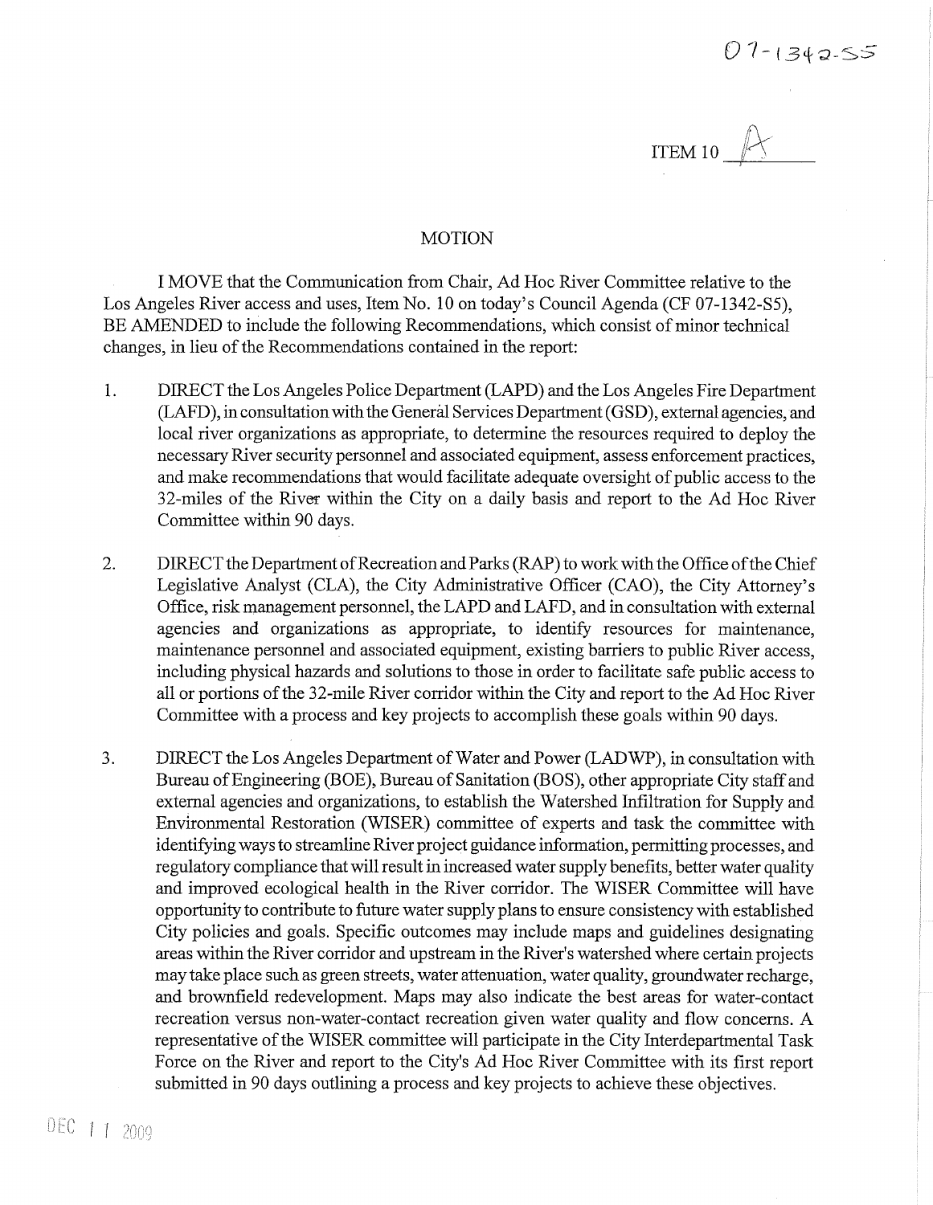07-1342-S5

ITEM 10 A

## MOTION

I MOVE that the Communication from Chair, Ad Hoc River Committee relative to the Los Angeles River access and uses, Item No. 10 on today's Council Agenda (CF 07-1342-S5), BE AMENDED to include the following Recommendations, which consist of minor technical changes, in lieu of the Recommendations contained in the report:

1. DIRECT the Los Angeles Police Department (LAPD) and the Los Angeles Fire Department (LAFD), in consultation with the General Services Department (GSD), external agencies, and local river organizations as appropriate, to determine the resources required to deploy the necessary River security personnel and associated equipment, assess enforcement practices, and make recommendations that would facilitate adequate oversight of public access to the 32-miles of the River within the City on a daily basis and report to the Ad Hoc River Committee within 90 days.

2. DIRECT the Department of Recreation and Parks (RAP) to work with the Office of the Chief Legislative Analyst (CLA), the City Administrative Officer (CAO), the City Attorney's Office, risk management personnel, the LAPD and LAFD, and in consultation with external agencies and organizations as appropriate, to identify resources for maintenance, maintenance personnel and associated equipment, existing barriers to public River access, including physical hazards and solutions to those in order to facilitate safe public access to all or portions of the 32-mile River corridor within the City and report to the Ad Hoc River Committee with a process and key projects to accomplish these goals within 90 days.

3. DIRECT the Los Angeles Department of Water and Power (LADWP), in consultation with Bureau of Engineering (BOE), Bureau of Sanitation (BOS), other appropriate City staff and external agencies and organizations, to establish the Watershed Infiltration for Supply and Environmental Restoration (WISER) committee of experts and task the committee with identifying ways to streamline River project guidance information, permitting processes, and regulatory compliance that will result in increased water supply benefits, better water quality and improved ecological health in the River corridor. The WISER Committee will have opportunity to contribute to future water supply plans to ensure consistency with established City policies and goals. Specific outcomes may include maps and guidelines designating areas within the River corridor and upstream in the River's watershed where certain projects may take place such as green streets, water attenuation, water quality, groundwater recharge, and brownfield redevelopment. Maps may also indicate the best areas for water-contact recreation versus non-water-contact recreation given water quality and flow concerns. A representative of the WISER committee will participate in the City Interdepartmental Task Force on the River and report to the City's Ad Hoc River Committee with its first report submitted in 90 days outlining a process and key projects to achieve these objectives.

DEC 11 2009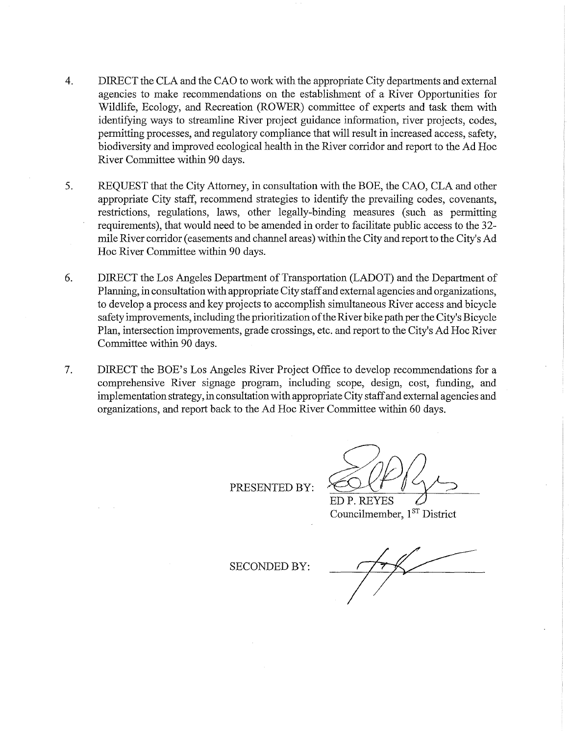4. DIRECT the CLA and the CAO to work with the appropriate City departments and external agencies to make recommendations on the establishment of a River Opportunities for Wildlife, Ecology, and Recreation (ROWER) committee of experts and task them with identifying ways to streamline River project guidance information, river projects, codes, permitting processes, and regulatory compliance that will result in increased access, safety, biodiversity and improved ecological health in the River corridor and report to the Ad Hoc River Committee within 90 days.

5. REQUEST that the City Attorney, in consultation with the BOE, the CAO, CLA and other appropriate City staff, recommend strategies to identify the prevailing codes, covenants, restrictions, regulations, laws, other legally-binding measures (such as permitting requirements), that would need to be amended in order to facilitate public access to the 32-mile River corridor (easements and channel areas) within the City and report to the City's Ad Hoc River Committee within 90 days.

6. DIRECT the Los Angeles Department of Transportation (LADOT) and the Department of Planning, in consultation with appropriate City staff and external agencies and organizations, to develop a process and key projects to accomplish simultaneous River access and bicycle safety improvements, including the prioritization of the River bike path per the City's Bicycle Plan, intersection improvements, grade crossings, etc. and report to the City's Ad Hoc River Committee within 90 days.

7. DIRECT the BOE's Los Angeles River Project Office to develop recommendations for a comprehensive River signage program, including scope, design, cost, funding, and implementation strategy, in consultation with appropriate City staff and external agencies and organizations, and report back to the Ad Hoc River Committee within 60 days.

PRESENTED BY:

ED P. REYES
Councilmember, 1ST District

SECONDED BY: